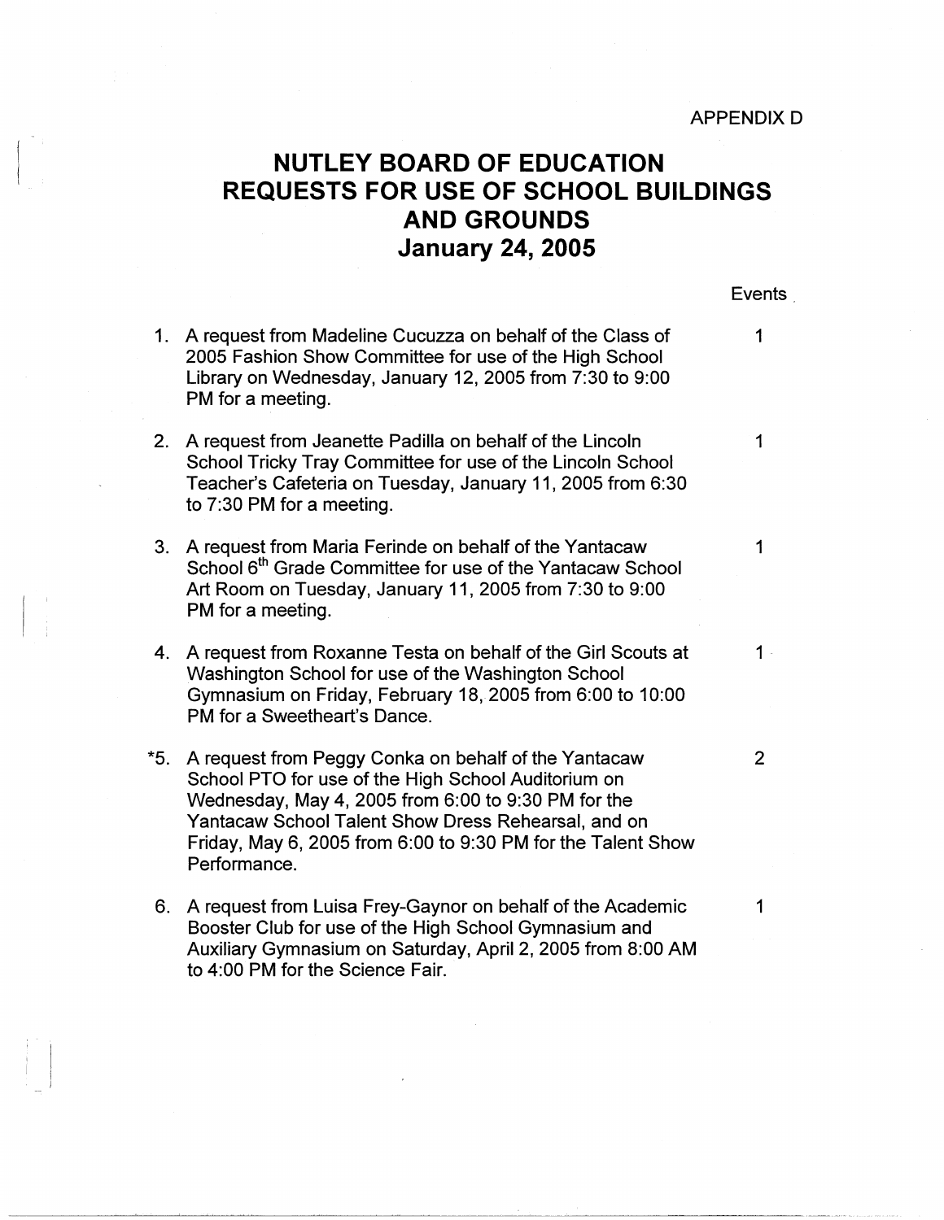APPENDIX D

# NUTLEY BOARD OF EDUCATION
# REQUESTS FOR USE OF SCHOOL BUILDINGS AND GROUNDS
# January 24, 2005

| | | Events |
|---|---|---|
| 1. | A request from Madeline Cucuzza on behalf of the Class of 2005 Fashion Show Committee for use of the High School Library on Wednesday, January 12, 2005 from 7:30 to 9:00 PM for a meeting. | 1 |
| 2. | A request from Jeanette Padilla on behalf of the Lincoln School Tricky Tray Committee for use of the Lincoln School Teacher's Cafeteria on Tuesday, January 11, 2005 from 6:30 to 7:30 PM for a meeting. | 1 |
| 3. | A request from Maria Ferinde on behalf of the Yantacaw School 6th Grade Committee for use of the Yantacaw School Art Room on Tuesday, January 11, 2005 from 7:30 to 9:00 PM for a meeting. | 1 |
| 4. | A request from Roxanne Testa on behalf of the Girl Scouts at Washington School for use of the Washington School Gymnasium on Friday, February 18, 2005 from 6:00 to 10:00 PM for a Sweetheart's Dance. | 1 |
| *5. | A request from Peggy Conka on behalf of the Yantacaw School PTO for use of the High School Auditorium on Wednesday, May 4, 2005 from 6:00 to 9:30 PM for the Yantacaw School Talent Show Dress Rehearsal, and on Friday, May 6, 2005 from 6:00 to 9:30 PM for the Talent Show Performance. | 2 |
| 6. | A request from Luisa Frey-Gaynor on behalf of the Academic Booster Club for use of the High School Gymnasium and Auxiliary Gymnasium on Saturday, April 2, 2005 from 8:00 AM to 4:00 PM for the Science Fair. | 1 |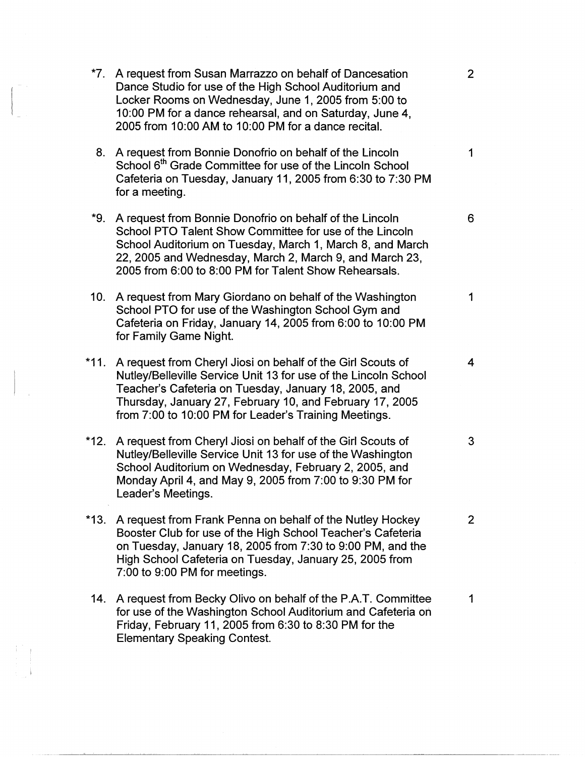| | | |
|---|---|---|
| *7. | A request from Susan Marrazzo on behalf of Dancesation Dance Studio for use of the High School Auditorium and Locker Rooms on Wednesday, June 1, 2005 from 5:00 to 10:00 PM for a dance rehearsal, and on Saturday, June 4, 2005 from 10:00 AM to 10:00 PM for a dance recital. | 2 |
| 8. | A request from Bonnie Donofrio on behalf of the Lincoln School 6th Grade Committee for use of the Lincoln School Cafeteria on Tuesday, January 11, 2005 from 6:30 to 7:30 PM for a meeting. | 1 |
| *9. | A request from Bonnie Donofrio on behalf of the Lincoln School PTO Talent Show Committee for use of the Lincoln School Auditorium on Tuesday, March 1, March 8, and March 22, 2005 and Wednesday, March 2, March 9, and March 23, 2005 from 6:00 to 8:00 PM for Talent Show Rehearsals. | 6 |
| 10. | A request from Mary Giordano on behalf of the Washington School PTO for use of the Washington School Gym and Cafeteria on Friday, January 14, 2005 from 6:00 to 10:00 PM for Family Game Night. | 1 |
| *11. | A request from Cheryl Jiosi on behalf of the Girl Scouts of Nutley/Belleville Service Unit 13 for use of the Lincoln School Teacher's Cafeteria on Tuesday, January 18, 2005, and Thursday, January 27, February 10, and February 17, 2005 from 7:00 to 10:00 PM for Leader's Training Meetings. | 4 |
| *12. | A request from Cheryl Jiosi on behalf of the Girl Scouts of Nutley/Belleville Service Unit 13 for use of the Washington School Auditorium on Wednesday, February 2, 2005, and Monday April 4, and May 9, 2005 from 7:00 to 9:30 PM for Leader's Meetings. | 3 |
| *13. | A request from Frank Penna on behalf of the Nutley Hockey Booster Club for use of the High School Teacher's Cafeteria on Tuesday, January 18, 2005 from 7:30 to 9:00 PM, and the High School Cafeteria on Tuesday, January 25, 2005 from 7:00 to 9:00 PM for meetings. | 2 |
| 14. | A request from Becky Olivo on behalf of the P.A.T. Committee for use of the Washington School Auditorium and Cafeteria on Friday, February 11, 2005 from 6:30 to 8:30 PM for the Elementary Speaking Contest. | 1 |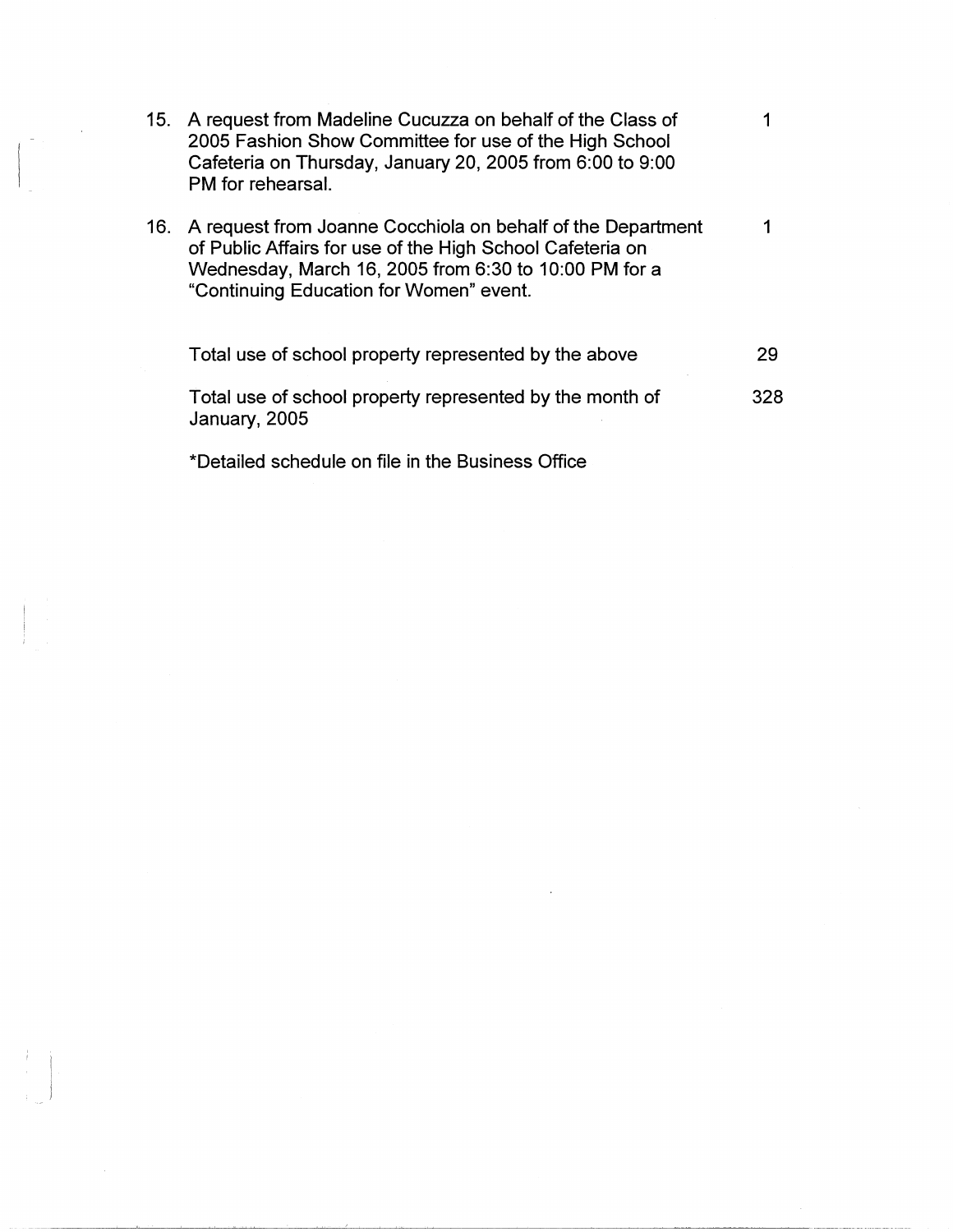| | | |
|---|---|---|
| 15. | A request from Madeline Cucuzza on behalf of the Class of 2005 Fashion Show Committee for use of the High School Cafeteria on Thursday, January 20, 2005 from 6:00 to 9:00 PM for rehearsal. | 1 |
| 16. | A request from Joanne Cocchiola on behalf of the Department of Public Affairs for use of the High School Cafeteria on Wednesday, March 16, 2005 from 6:30 to 10:00 PM for a "Continuing Education for Women" event. | 1 |
| | Total use of school property represented by the above | 29 |
| | Total use of school property represented by the month of January, 2005 | 328 |

*Detailed schedule on file in the Business Office